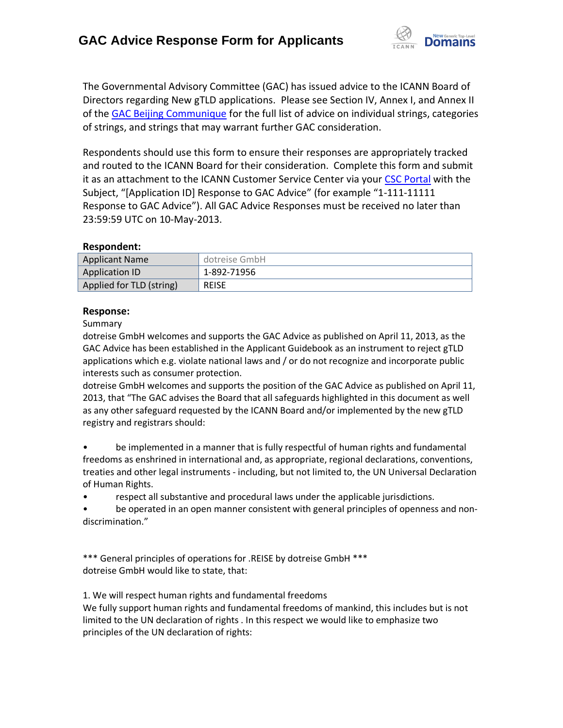# GAC Advice Response Form for Applicants

The Governmental Advisory Committee (GAC) has issued advice to the ICANN Board of Directors regarding New gTLD applications. Please see Section IV, Annex I, and Annex II of the GAC Beijing Communique for the full list of advice on individual strings, categories of strings, and strings that may warrant further GAC consideration.

Respondents should use this form to ensure their responses are appropriately tracked and routed to the ICANN Board for their consideration. Complete this form and submit it as an attachment to the ICANN Customer Service Center via your CSC Portal with the Subject, "[Application ID] Response to GAC Advice" (for example "1-111-11111 Response to GAC Advice"). All GAC Advice Responses must be received no later than 23:59:59 UTC on 10-May-2013.

**Respondent:**

| Applicant Name | dotreise GmbH |
|---|---|
| Application ID | 1-892-71956 |
| Applied for TLD (string) | REISE |

**Response:**

Summary

dotreise GmbH welcomes and supports the GAC Advice as published on April 11, 2013, as the GAC Advice has been established in the Applicant Guidebook as an instrument to reject gTLD applications which e.g. violate national laws and / or do not recognize and incorporate public interests such as consumer protection.

dotreise GmbH welcomes and supports the position of the GAC Advice as published on April 11, 2013, that "The GAC advises the Board that all safeguards highlighted in this document as well as any other safeguard requested by the ICANN Board and/or implemented by the new gTLD registry and registrars should:

- be implemented in a manner that is fully respectful of human rights and fundamental freedoms as enshrined in international and, as appropriate, regional declarations, conventions, treaties and other legal instruments - including, but not limited to, the UN Universal Declaration of Human Rights.
- respect all substantive and procedural laws under the applicable jurisdictions.
- be operated in an open manner consistent with general principles of openness and non-discrimination."

*** General principles of operations for .REISE by dotreise GmbH ***

dotreise GmbH would like to state, that:

1. We will respect human rights and fundamental freedoms

We fully support human rights and fundamental freedoms of mankind, this includes but is not limited to the UN declaration of rights . In this respect we would like to emphasize two principles of the UN declaration of rights: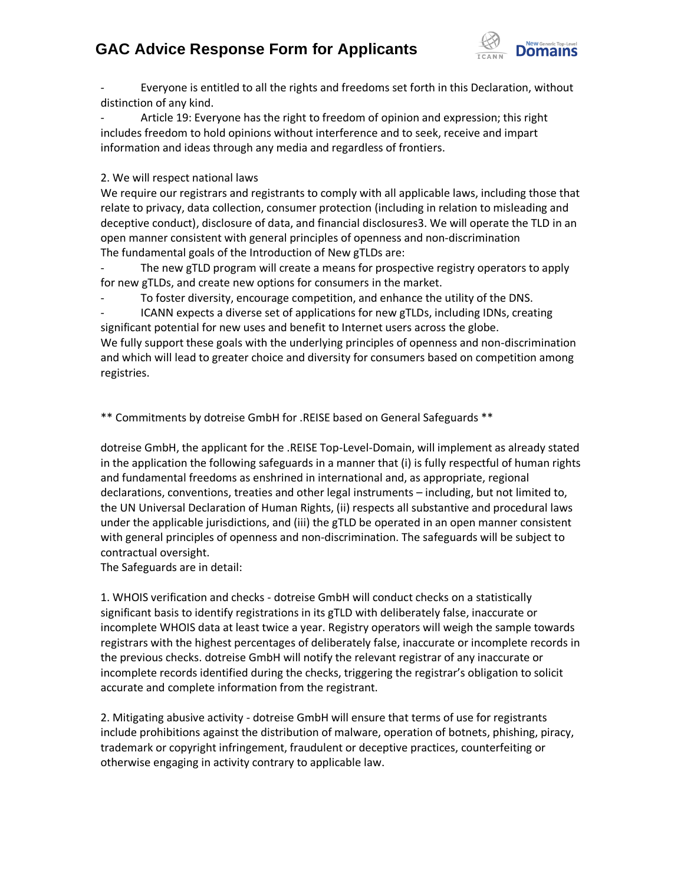- Everyone is entitled to all the rights and freedoms set forth in this Declaration, without distinction of any kind.
- Article 19: Everyone has the right to freedom of opinion and expression; this right includes freedom to hold opinions without interference and to seek, receive and impart information and ideas through any media and regardless of frontiers.

2. We will respect national laws

We require our registrars and registrants to comply with all applicable laws, including those that relate to privacy, data collection, consumer protection (including in relation to misleading and deceptive conduct), disclosure of data, and financial disclosures3. We will operate the TLD in an open manner consistent with general principles of openness and non-discrimination
The fundamental goals of the Introduction of New gTLDs are:

- The new gTLD program will create a means for prospective registry operators to apply for new gTLDs, and create new options for consumers in the market.
- To foster diversity, encourage competition, and enhance the utility of the DNS.
- ICANN expects a diverse set of applications for new gTLDs, including IDNs, creating significant potential for new uses and benefit to Internet users across the globe.

We fully support these goals with the underlying principles of openness and non-discrimination and which will lead to greater choice and diversity for consumers based on competition among registries.

** Commitments by dotreise GmbH for .REISE based on General Safeguards **

dotreise GmbH, the applicant for the .REISE Top-Level-Domain, will implement as already stated in the application the following safeguards in a manner that (i) is fully respectful of human rights and fundamental freedoms as enshrined in international and, as appropriate, regional declarations, conventions, treaties and other legal instruments – including, but not limited to, the UN Universal Declaration of Human Rights, (ii) respects all substantive and procedural laws under the applicable jurisdictions, and (iii) the gTLD be operated in an open manner consistent with general principles of openness and non-discrimination. The safeguards will be subject to contractual oversight.
The Safeguards are in detail:

1. WHOIS verification and checks - dotreise GmbH will conduct checks on a statistically significant basis to identify registrations in its gTLD with deliberately false, inaccurate or incomplete WHOIS data at least twice a year. Registry operators will weigh the sample towards registrars with the highest percentages of deliberately false, inaccurate or incomplete records in the previous checks. dotreise GmbH will notify the relevant registrar of any inaccurate or incomplete records identified during the checks, triggering the registrar's obligation to solicit accurate and complete information from the registrant.

2. Mitigating abusive activity - dotreise GmbH will ensure that terms of use for registrants include prohibitions against the distribution of malware, operation of botnets, phishing, piracy, trademark or copyright infringement, fraudulent or deceptive practices, counterfeiting or otherwise engaging in activity contrary to applicable law.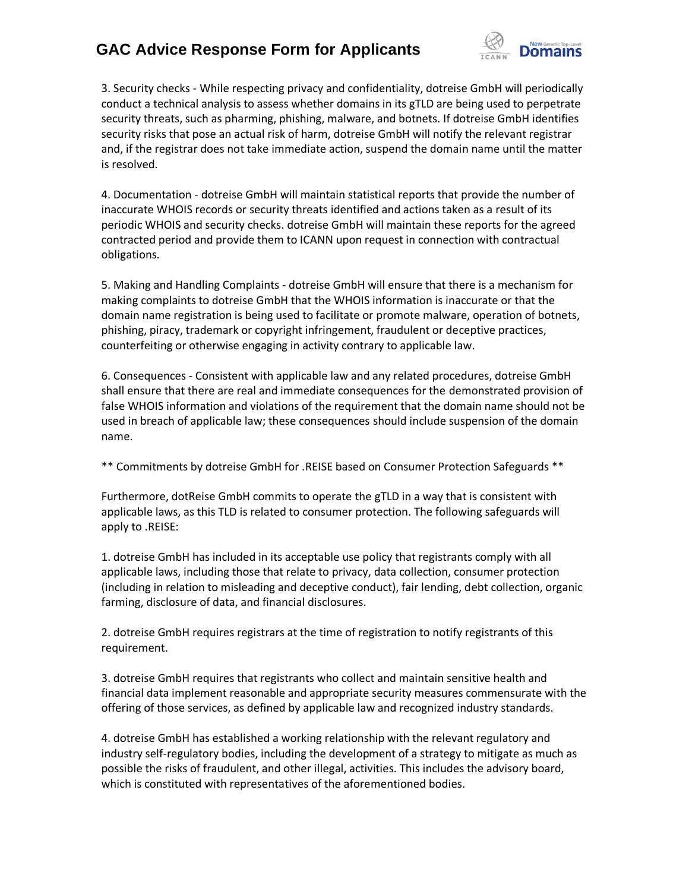3. Security checks - While respecting privacy and confidentiality, dotreise GmbH will periodically conduct a technical analysis to assess whether domains in its gTLD are being used to perpetrate security threats, such as pharming, phishing, malware, and botnets. If dotreise GmbH identifies security risks that pose an actual risk of harm, dotreise GmbH will notify the relevant registrar and, if the registrar does not take immediate action, suspend the domain name until the matter is resolved.

4. Documentation - dotreise GmbH will maintain statistical reports that provide the number of inaccurate WHOIS records or security threats identified and actions taken as a result of its periodic WHOIS and security checks. dotreise GmbH will maintain these reports for the agreed contracted period and provide them to ICANN upon request in connection with contractual obligations.

5. Making and Handling Complaints - dotreise GmbH will ensure that there is a mechanism for making complaints to dotreise GmbH that the WHOIS information is inaccurate or that the domain name registration is being used to facilitate or promote malware, operation of botnets, phishing, piracy, trademark or copyright infringement, fraudulent or deceptive practices, counterfeiting or otherwise engaging in activity contrary to applicable law.

6. Consequences - Consistent with applicable law and any related procedures, dotreise GmbH shall ensure that there are real and immediate consequences for the demonstrated provision of false WHOIS information and violations of the requirement that the domain name should not be used in breach of applicable law; these consequences should include suspension of the domain name.

** Commitments by dotreise GmbH for .REISE based on Consumer Protection Safeguards **

Furthermore, dotReise GmbH commits to operate the gTLD in a way that is consistent with applicable laws, as this TLD is related to consumer protection. The following safeguards will apply to .REISE:

1. dotreise GmbH has included in its acceptable use policy that registrants comply with all applicable laws, including those that relate to privacy, data collection, consumer protection (including in relation to misleading and deceptive conduct), fair lending, debt collection, organic farming, disclosure of data, and financial disclosures.

2. dotreise GmbH requires registrars at the time of registration to notify registrants of this requirement.

3. dotreise GmbH requires that registrants who collect and maintain sensitive health and financial data implement reasonable and appropriate security measures commensurate with the offering of those services, as defined by applicable law and recognized industry standards.

4. dotreise GmbH has established a working relationship with the relevant regulatory and industry self-regulatory bodies, including the development of a strategy to mitigate as much as possible the risks of fraudulent, and other illegal, activities. This includes the advisory board, which is constituted with representatives of the aforementioned bodies.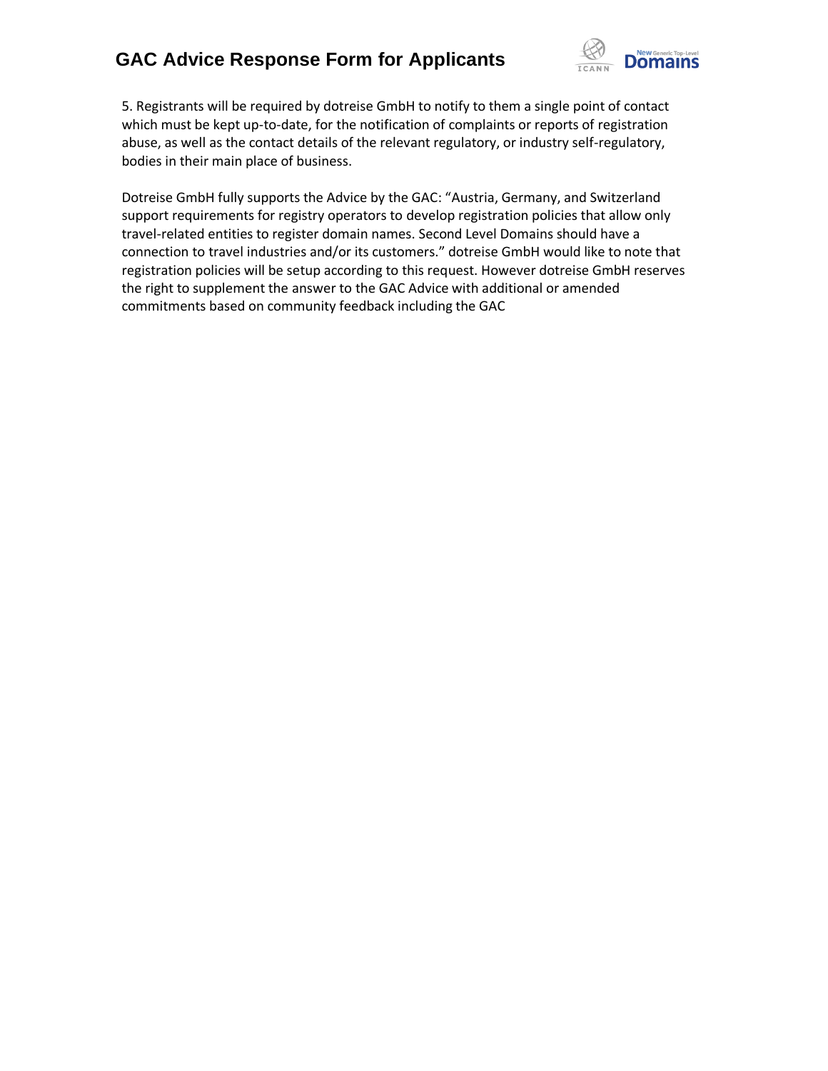5. Registrants will be required by dotreise GmbH to notify to them a single point of contact which must be kept up-to-date, for the notification of complaints or reports of registration abuse, as well as the contact details of the relevant regulatory, or industry self-regulatory, bodies in their main place of business.

Dotreise GmbH fully supports the Advice by the GAC: “Austria, Germany, and Switzerland support requirements for registry operators to develop registration policies that allow only travel-related entities to register domain names. Second Level Domains should have a connection to travel industries and/or its customers.” dotreise GmbH would like to note that registration policies will be setup according to this request. However dotreise GmbH reserves the right to supplement the answer to the GAC Advice with additional or amended commitments based on community feedback including the GAC